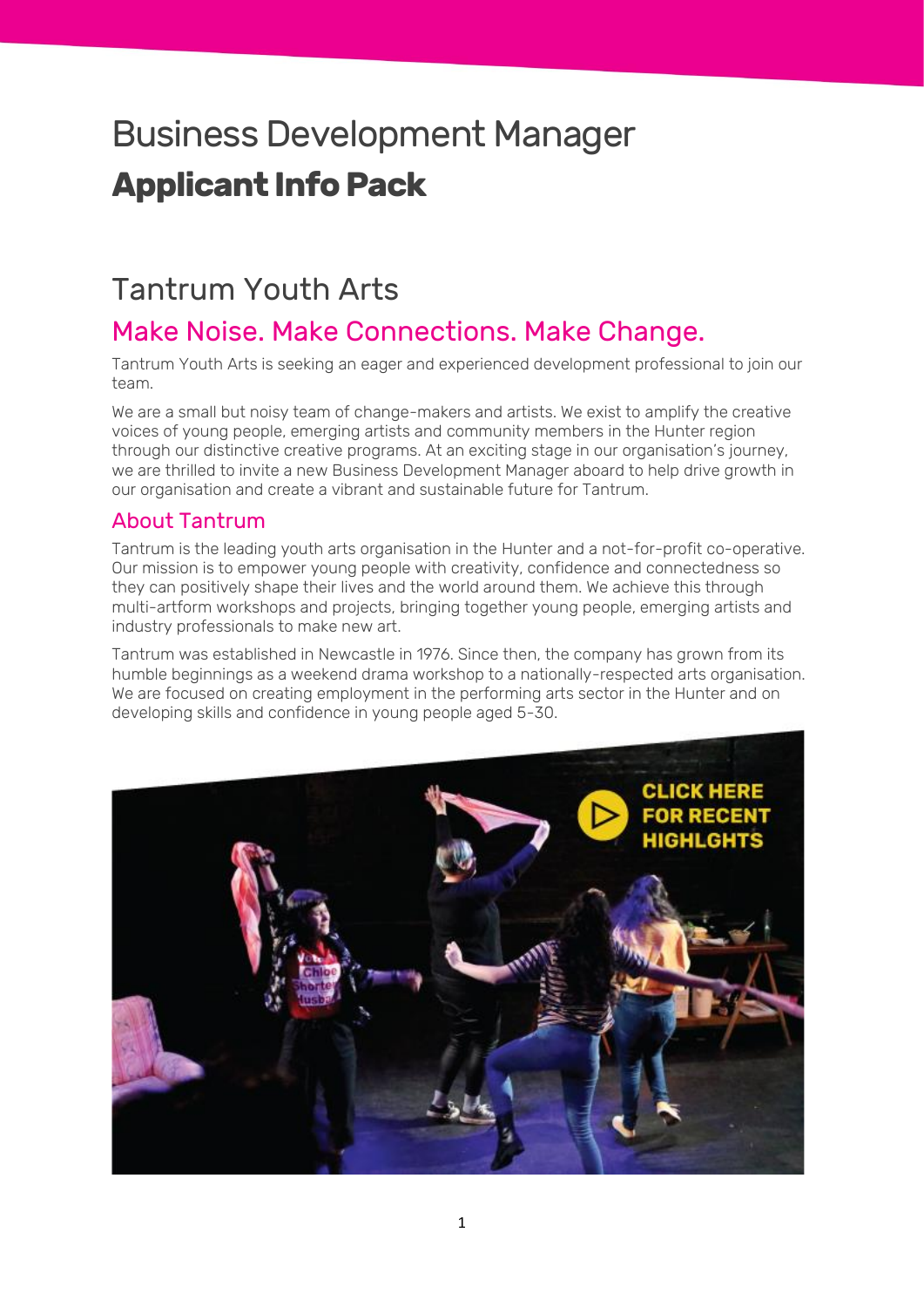# Business Development Manager
# **Applicant Info Pack**

## Tantrum Youth Arts

### Make Noise. Make Connections. Make Change.

Tantrum Youth Arts is seeking an eager and experienced development professional to join our team.

We are a small but noisy team of change-makers and artists. We exist to amplify the creative voices of young people, emerging artists and community members in the Hunter region through our distinctive creative programs. At an exciting stage in our organisation's journey, we are thrilled to invite a new Business Development Manager aboard to help drive growth in our organisation and create a vibrant and sustainable future for Tantrum.

### About Tantrum

Tantrum is the leading youth arts organisation in the Hunter and a not-for-profit co-operative. Our mission is to empower young people with creativity, confidence and connectedness so they can positively shape their lives and the world around them. We achieve this through multi-artform workshops and projects, bringing together young people, emerging artists and industry professionals to make new art.

Tantrum was established in Newcastle in 1976. Since then, the company has grown from its humble beginnings as a weekend drama workshop to a nationally-respected arts organisation. We are focused on creating employment in the performing arts sector in the Hunter and on developing skills and confidence in young people aged 5-30.

CLICK HERE FOR RECENT HIGHLIGHTS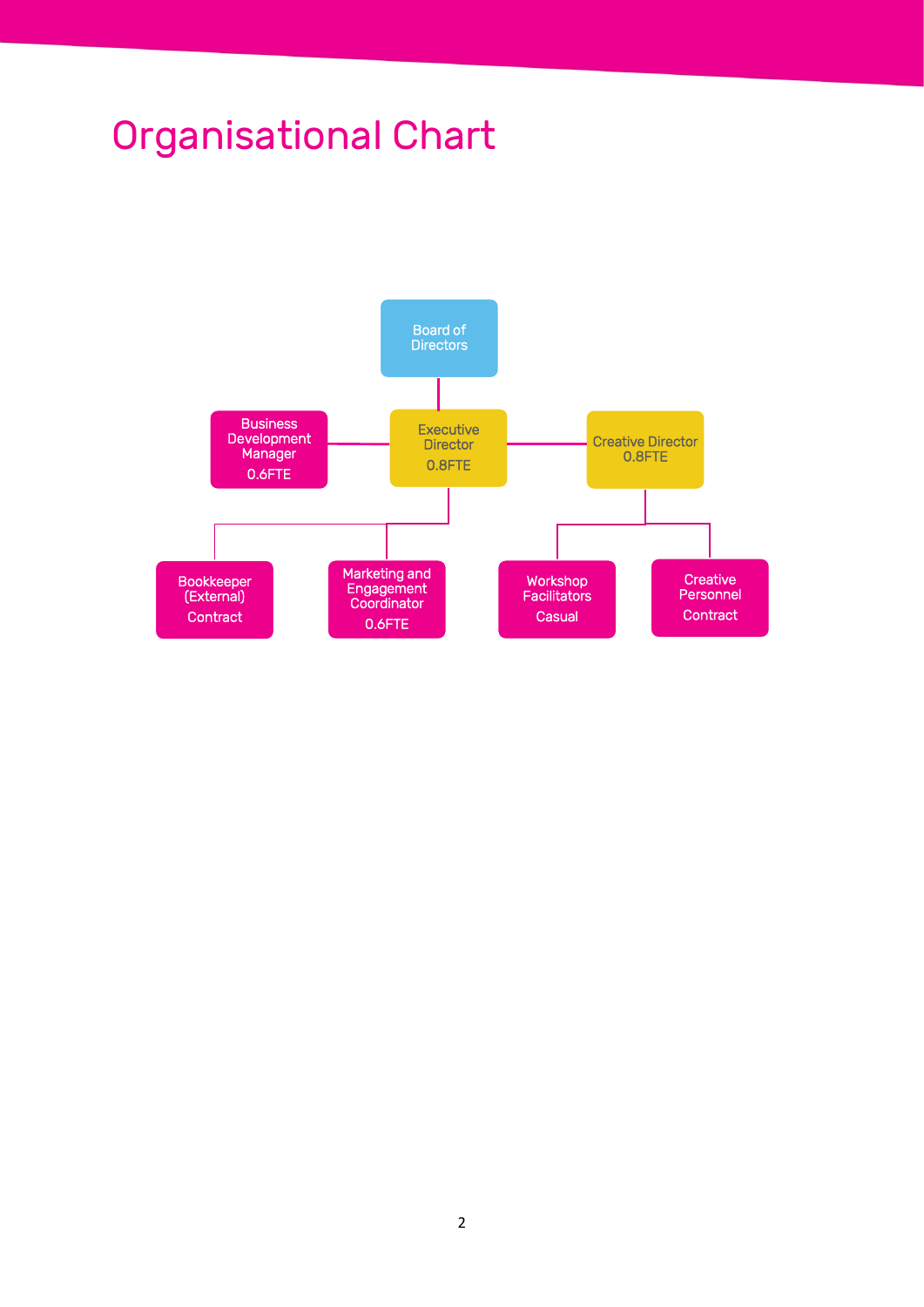# Organisational Chart

Board of Directors

Business Development Manager
0.6FTE

Executive Director
0.8FTE

Creative Director
0.8FTE

Bookkeeper (External)
Contract

Marketing and Engagement Coordinator
0.6FTE

Workshop Facilitators
Casual

Creative Personnel
Contract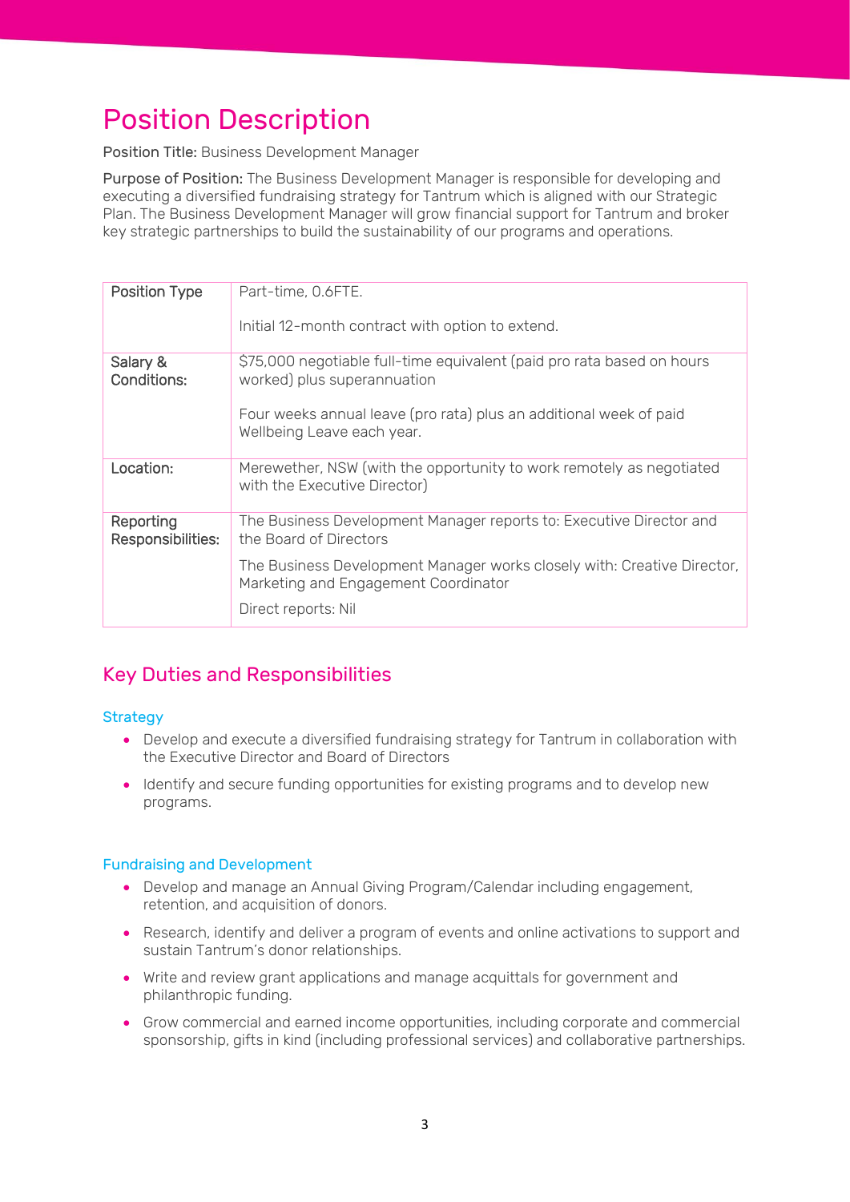# Position Description

**Position Title:** Business Development Manager

**Purpose of Position:** The Business Development Manager is responsible for developing and executing a diversified fundraising strategy for Tantrum which is aligned with our Strategic Plan. The Business Development Manager will grow financial support for Tantrum and broker key strategic partnerships to build the sustainability of our programs and operations.

| | |
|---|---|
| Position Type | Part-time, 0.6FTE.<br><br>Initial 12-month contract with option to extend. |
| Salary & Conditions: | $75,000 negotiable full-time equivalent (paid pro rata based on hours worked) plus superannuation<br><br>Four weeks annual leave (pro rata) plus an additional week of paid Wellbeing Leave each year. |
| Location: | Merewether, NSW (with the opportunity to work remotely as negotiated with the Executive Director) |
| Reporting Responsibilities: | The Business Development Manager reports to: Executive Director and the Board of Directors<br><br>The Business Development Manager works closely with: Creative Director, Marketing and Engagement Coordinator<br><br>Direct reports: Nil |

## Key Duties and Responsibilities

### Strategy

- Develop and execute a diversified fundraising strategy for Tantrum in collaboration with the Executive Director and Board of Directors
- Identify and secure funding opportunities for existing programs and to develop new programs.

### Fundraising and Development

- Develop and manage an Annual Giving Program/Calendar including engagement, retention, and acquisition of donors.
- Research, identify and deliver a program of events and online activations to support and sustain Tantrum's donor relationships.
- Write and review grant applications and manage acquittals for government and philanthropic funding.
- Grow commercial and earned income opportunities, including corporate and commercial sponsorship, gifts in kind (including professional services) and collaborative partnerships.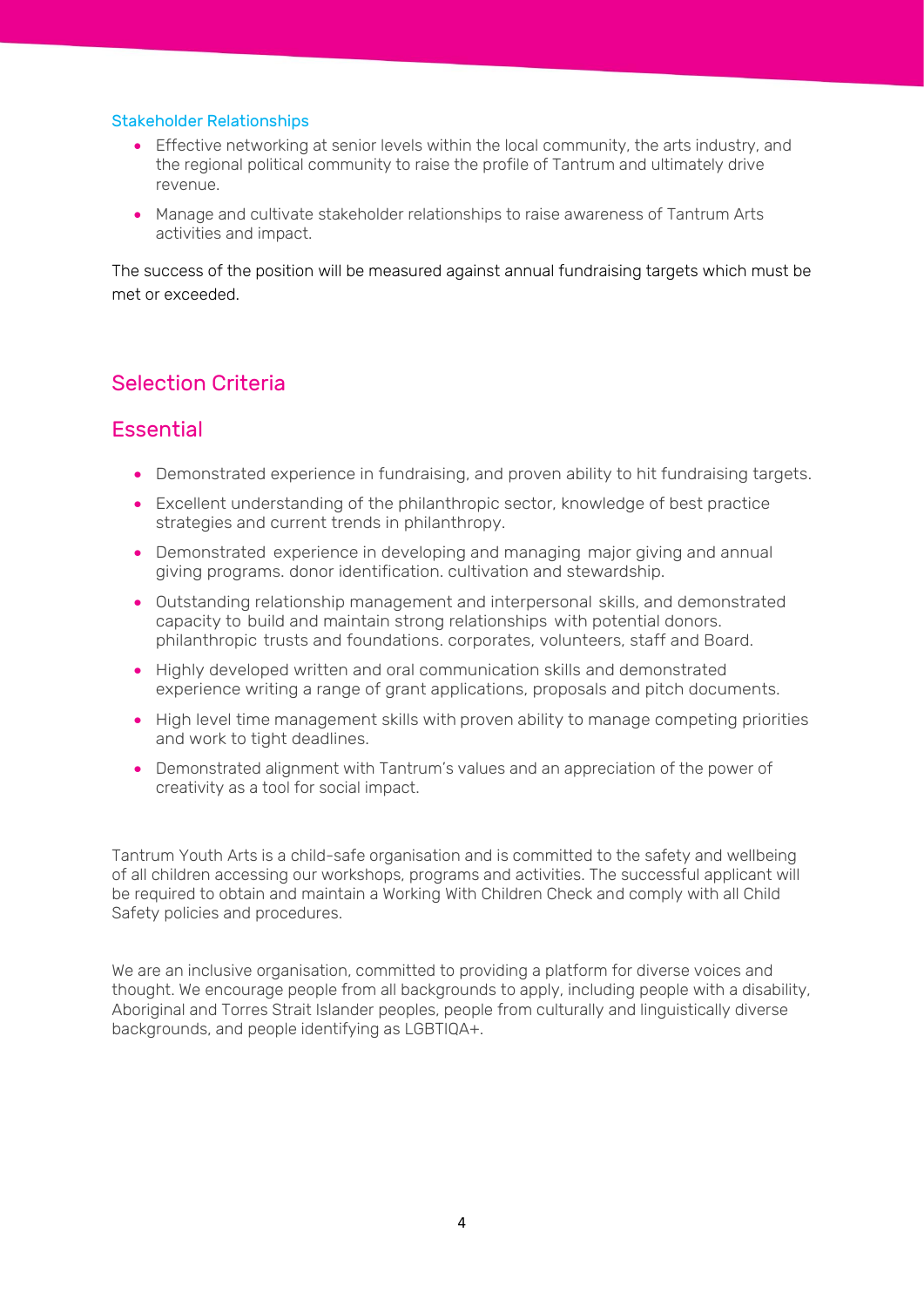### Stakeholder Relationships

- Effective networking at senior levels within the local community, the arts industry, and the regional political community to raise the profile of Tantrum and ultimately drive revenue.
- Manage and cultivate stakeholder relationships to raise awareness of Tantrum Arts activities and impact.

The success of the position will be measured against annual fundraising targets which must be met or exceeded.

# Selection Criteria

## Essential

- Demonstrated experience in fundraising, and proven ability to hit fundraising targets.
- Excellent understanding of the philanthropic sector, knowledge of best practice strategies and current trends in philanthropy.
- Demonstrated experience in developing and managing major giving and annual giving programs. donor identification. cultivation and stewardship.
- Outstanding relationship management and interpersonal skills, and demonstrated capacity to build and maintain strong relationships with potential donors. philanthropic trusts and foundations. corporates, volunteers, staff and Board.
- Highly developed written and oral communication skills and demonstrated experience writing a range of grant applications, proposals and pitch documents.
- High level time management skills with proven ability to manage competing priorities and work to tight deadlines.
- Demonstrated alignment with Tantrum's values and an appreciation of the power of creativity as a tool for social impact.

Tantrum Youth Arts is a child-safe organisation and is committed to the safety and wellbeing of all children accessing our workshops, programs and activities. The successful applicant will be required to obtain and maintain a Working With Children Check and comply with all Child Safety policies and procedures.

We are an inclusive organisation, committed to providing a platform for diverse voices and thought. We encourage people from all backgrounds to apply, including people with a disability, Aboriginal and Torres Strait Islander peoples, people from culturally and linguistically diverse backgrounds, and people identifying as LGBTIQA+.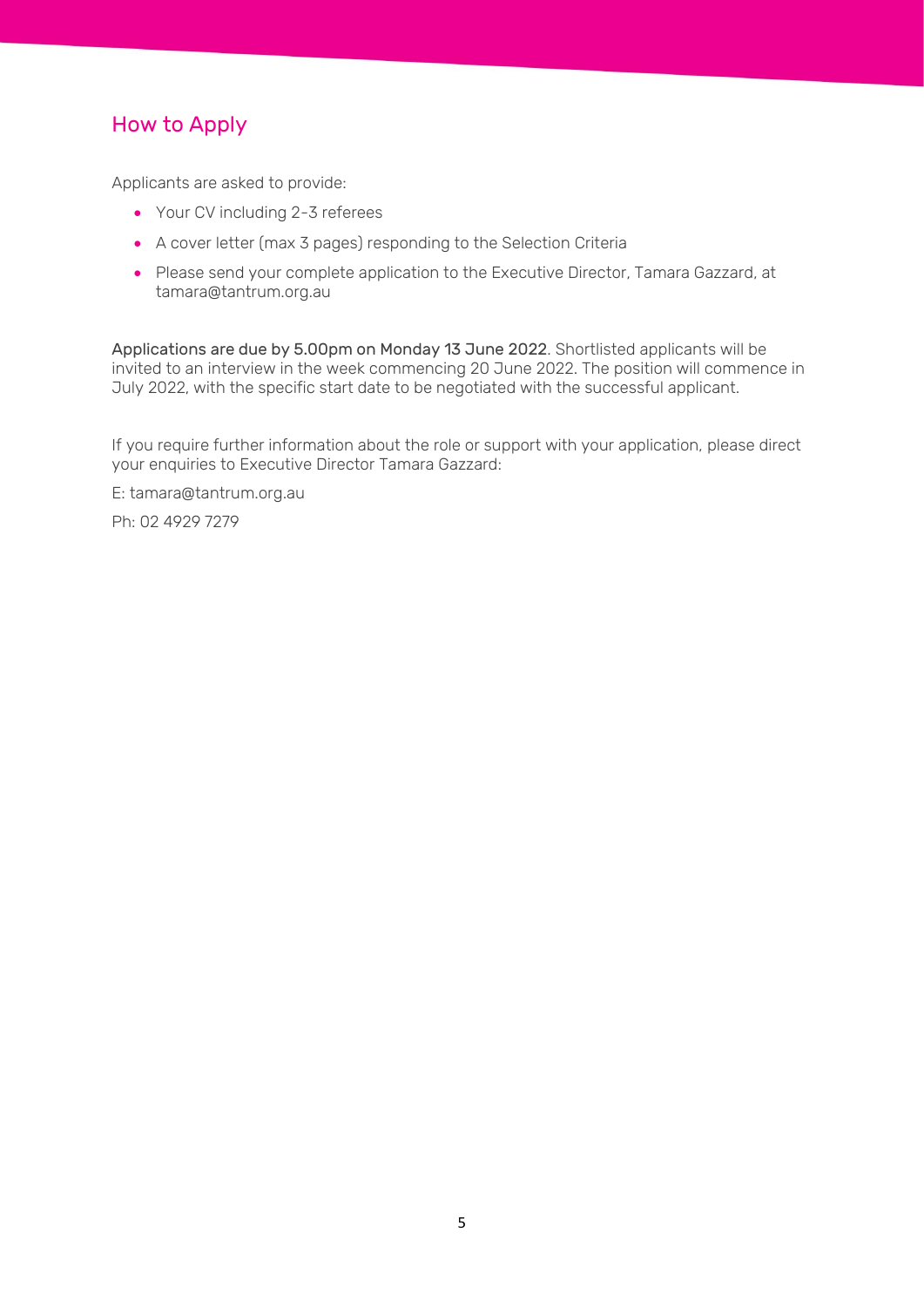## How to Apply

Applicants are asked to provide:

- Your CV including 2-3 referees
- A cover letter (max 3 pages) responding to the Selection Criteria
- Please send your complete application to the Executive Director, Tamara Gazzard, at tamara@tantrum.org.au

Applications are due by 5.00pm on Monday 13 June 2022. Shortlisted applicants will be invited to an interview in the week commencing 20 June 2022. The position will commence in July 2022, with the specific start date to be negotiated with the successful applicant.

If you require further information about the role or support with your application, please direct your enquiries to Executive Director Tamara Gazzard:

E: tamara@tantrum.org.au

Ph: 02 4929 7279